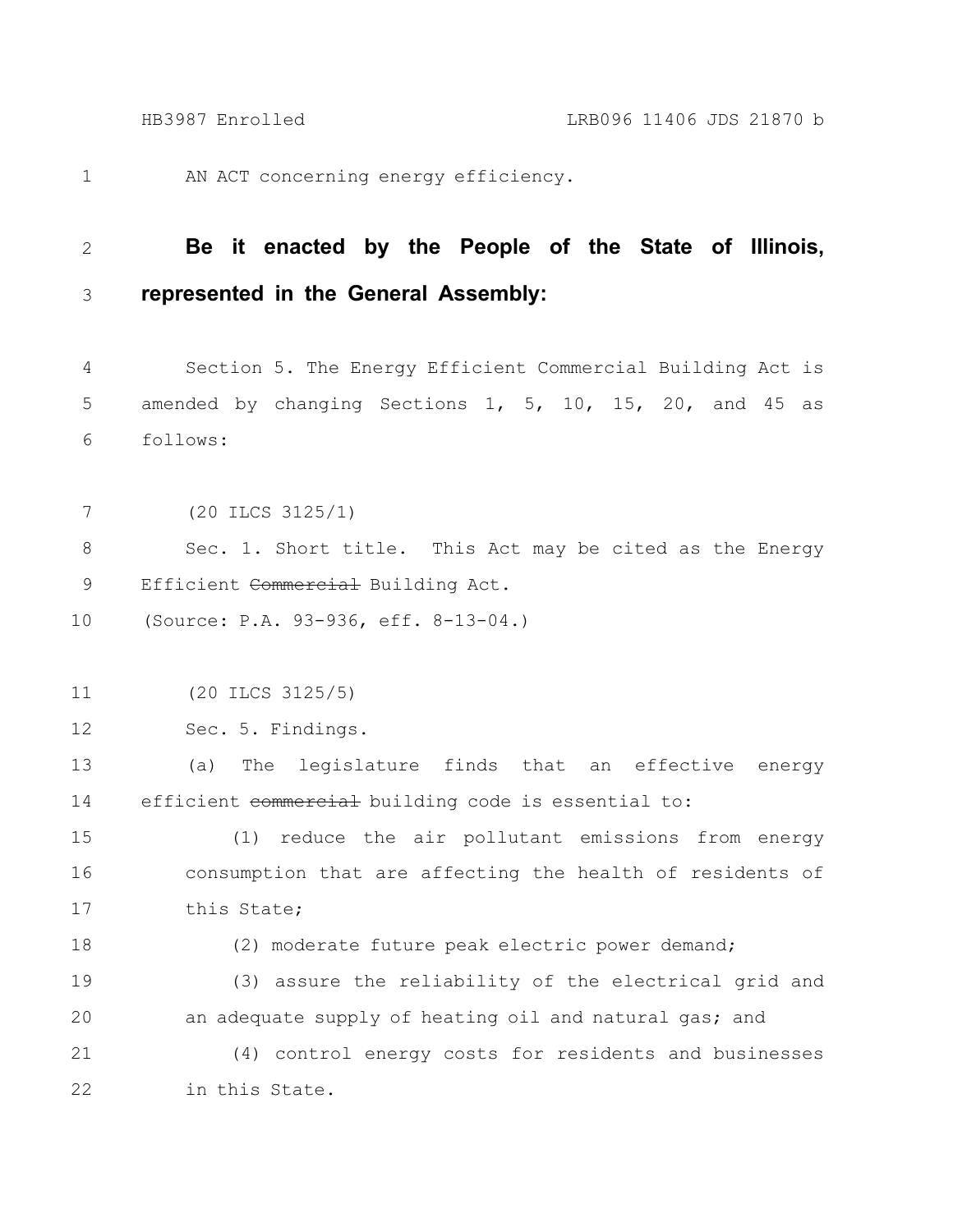AN ACT concerning energy efficiency.

**Be it enacted by the People of the State of Illinois, represented in the General Assembly:**

Section 5. The Energy Efficient Commercial Building Act is amended by changing Sections 1, 5, 10, 15, 20, and 45 as follows:

(20 ILCS 3125/1)

Sec. 1. Short title. This Act may be cited as the Energy Efficient ~~Commercial~~ Building Act.

(Source: P.A. 93-936, eff. 8-13-04.)

(20 ILCS 3125/5)

Sec. 5. Findings.

(a) The legislature finds that an effective energy efficient ~~commercial~~ building code is essential to:

(1) reduce the air pollutant emissions from energy consumption that are affecting the health of residents of this State;

(2) moderate future peak electric power demand;

(3) assure the reliability of the electrical grid and an adequate supply of heating oil and natural gas; and

(4) control energy costs for residents and businesses in this State.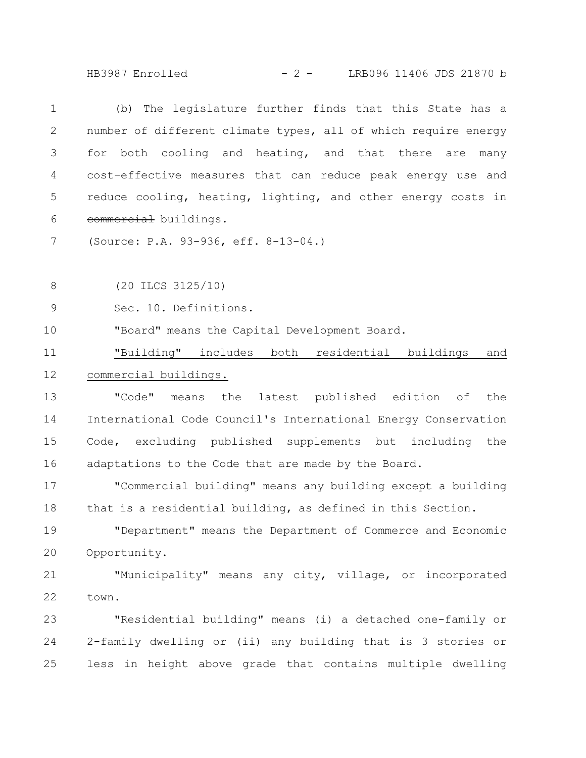(b) The legislature further finds that this State has a number of different climate types, all of which require energy for both cooling and heating, and that there are many cost-effective measures that can reduce peak energy use and reduce cooling, heating, lighting, and other energy costs in ~~commercial~~ buildings.

(Source: P.A. 93-936, eff. 8-13-04.)

(20 ILCS 3125/10)

Sec. 10. Definitions.

"Board" means the Capital Development Board.

<u>"Building" includes both residential buildings and commercial buildings.</u>

"Code" means the latest published edition of the International Code Council's International Energy Conservation Code, excluding published supplements but including the adaptations to the Code that are made by the Board.

"Commercial building" means any building except a building that is a residential building, as defined in this Section.

"Department" means the Department of Commerce and Economic Opportunity.

"Municipality" means any city, village, or incorporated town.

"Residential building" means (i) a detached one-family or 2-family dwelling or (ii) any building that is 3 stories or less in height above grade that contains multiple dwelling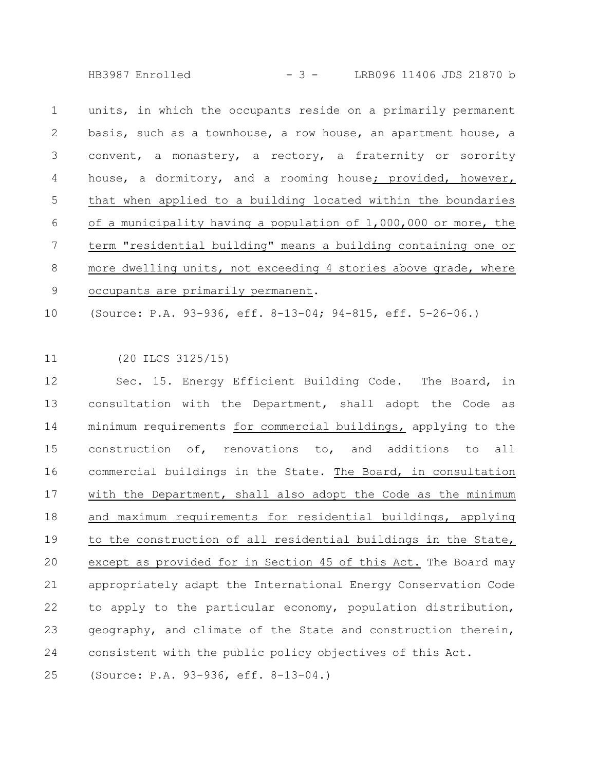units, in which the occupants reside on a primarily permanent basis, such as a townhouse, a row house, an apartment house, a convent, a monastery, a rectory, a fraternity or sorority house, a dormitory, and a rooming house; provided, however, that when applied to a building located within the boundaries of a municipality having a population of 1,000,000 or more, the term "residential building" means a building containing one or more dwelling units, not exceeding 4 stories above grade, where occupants are primarily permanent.

(Source: P.A. 93-936, eff. 8-13-04; 94-815, eff. 5-26-06.)

(20 ILCS 3125/15)

Sec. 15. Energy Efficient Building Code. The Board, in consultation with the Department, shall adopt the Code as minimum requirements for commercial buildings, applying to the construction of, renovations to, and additions to all commercial buildings in the State. The Board, in consultation with the Department, shall also adopt the Code as the minimum and maximum requirements for residential buildings, applying to the construction of all residential buildings in the State, except as provided for in Section 45 of this Act. The Board may appropriately adapt the International Energy Conservation Code to apply to the particular economy, population distribution, geography, and climate of the State and construction therein, consistent with the public policy objectives of this Act.

(Source: P.A. 93-936, eff. 8-13-04.)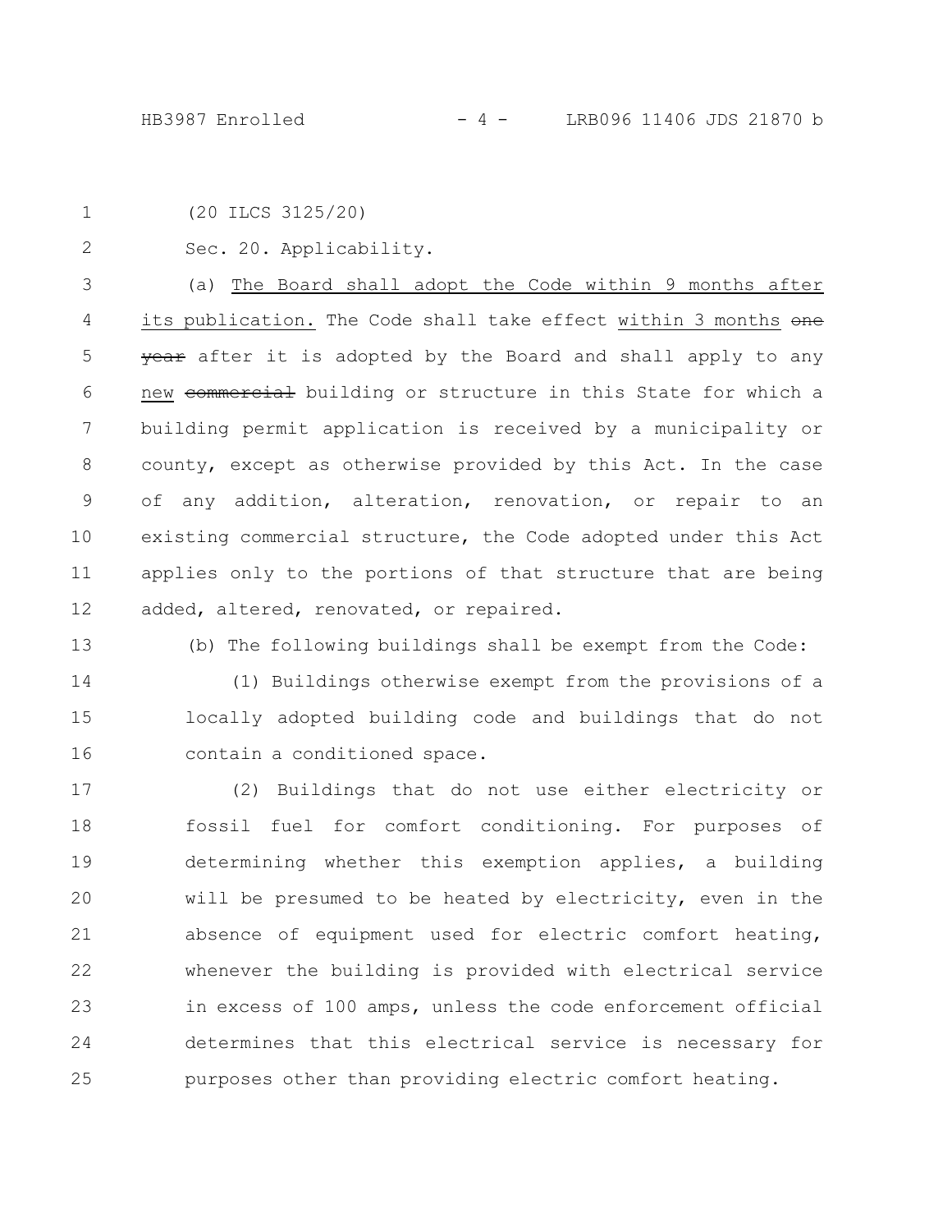(20 ILCS 3125/20)

Sec. 20. Applicability.

(a) The Board shall adopt the Code within 9 months after its publication. The Code shall take effect within 3 months ~~one year~~ after it is adopted by the Board and shall apply to any new ~~commercial~~ building or structure in this State for which a building permit application is received by a municipality or county, except as otherwise provided by this Act. In the case of any addition, alteration, renovation, or repair to an existing commercial structure, the Code adopted under this Act applies only to the portions of that structure that are being added, altered, renovated, or repaired.

(b) The following buildings shall be exempt from the Code:

(1) Buildings otherwise exempt from the provisions of a locally adopted building code and buildings that do not contain a conditioned space.

(2) Buildings that do not use either electricity or fossil fuel for comfort conditioning. For purposes of determining whether this exemption applies, a building will be presumed to be heated by electricity, even in the absence of equipment used for electric comfort heating, whenever the building is provided with electrical service in excess of 100 amps, unless the code enforcement official determines that this electrical service is necessary for purposes other than providing electric comfort heating.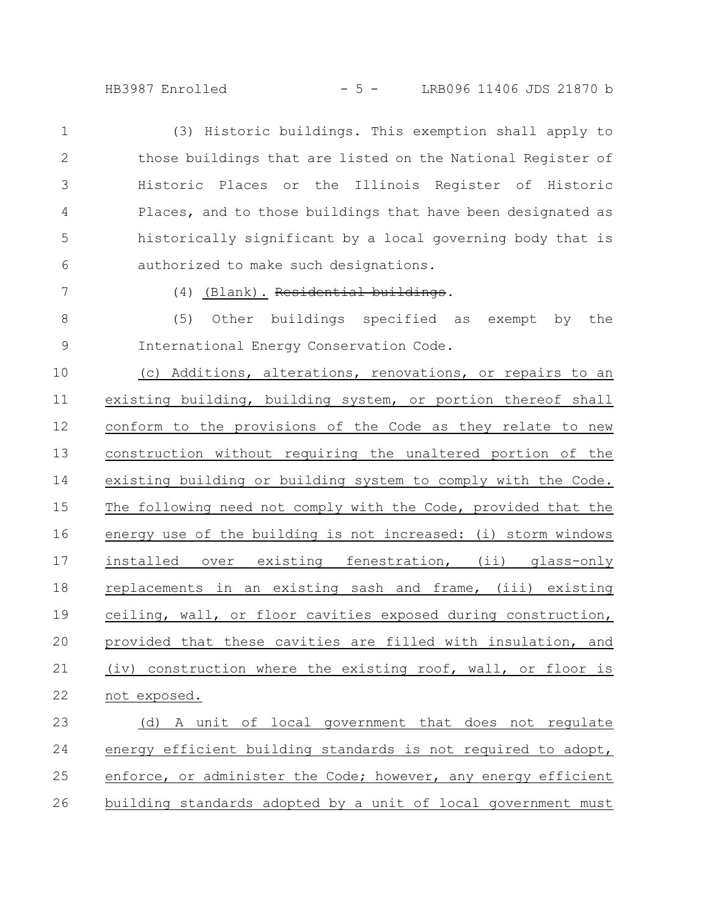(3) Historic buildings. This exemption shall apply to those buildings that are listed on the National Register of Historic Places or the Illinois Register of Historic Places, and to those buildings that have been designated as historically significant by a local governing body that is authorized to make such designations.

(4) (Blank). ~~Residential buildings~~.

(5) Other buildings specified as exempt by the International Energy Conservation Code.

(c) Additions, alterations, renovations, or repairs to an existing building, building system, or portion thereof shall conform to the provisions of the Code as they relate to new construction without requiring the unaltered portion of the existing building or building system to comply with the Code. The following need not comply with the Code, provided that the energy use of the building is not increased: (i) storm windows installed over existing fenestration, (ii) glass-only replacements in an existing sash and frame, (iii) existing ceiling, wall, or floor cavities exposed during construction, provided that these cavities are filled with insulation, and (iv) construction where the existing roof, wall, or floor is not exposed.

(d) A unit of local government that does not regulate energy efficient building standards is not required to adopt, enforce, or administer the Code; however, any energy efficient building standards adopted by a unit of local government must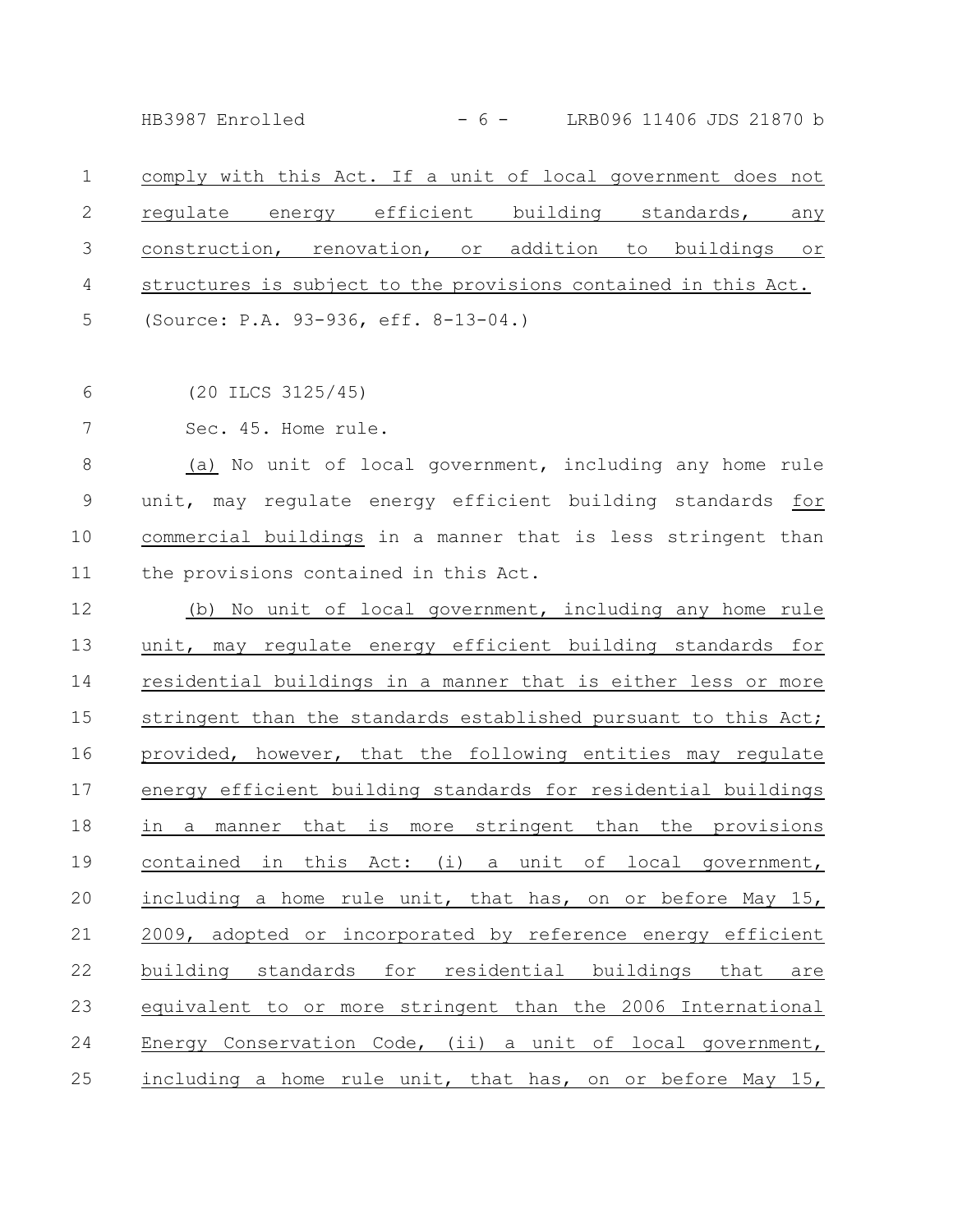comply with this Act. If a unit of local government does not regulate energy efficient building standards, any construction, renovation, or addition to buildings or structures is subject to the provisions contained in this Act.

(Source: P.A. 93-936, eff. 8-13-04.)

(20 ILCS 3125/45)

Sec. 45. Home rule.

(a) No unit of local government, including any home rule unit, may regulate energy efficient building standards for commercial buildings in a manner that is less stringent than the provisions contained in this Act.

(b) No unit of local government, including any home rule unit, may regulate energy efficient building standards for residential buildings in a manner that is either less or more stringent than the standards established pursuant to this Act; provided, however, that the following entities may regulate energy efficient building standards for residential buildings in a manner that is more stringent than the provisions contained in this Act: (i) a unit of local government, including a home rule unit, that has, on or before May 15, 2009, adopted or incorporated by reference energy efficient building standards for residential buildings that are equivalent to or more stringent than the 2006 International Energy Conservation Code, (ii) a unit of local government, including a home rule unit, that has, on or before May 15,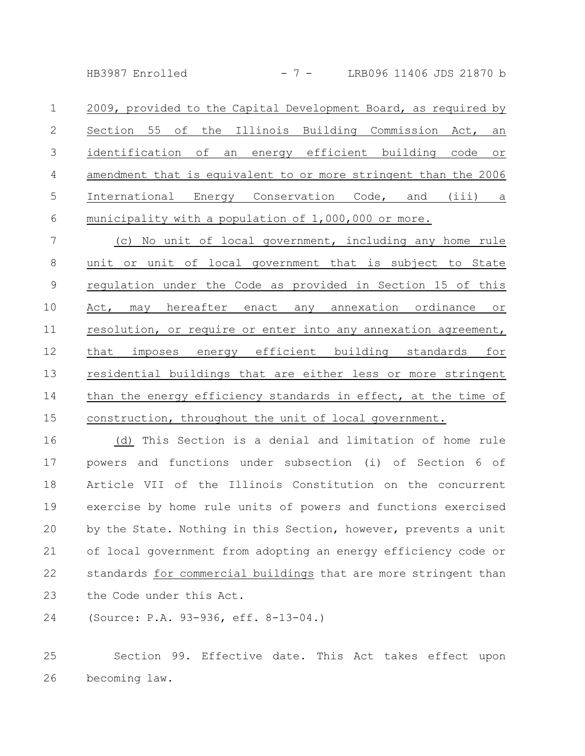2009, provided to the Capital Development Board, as required by Section 55 of the Illinois Building Commission Act, an identification of an energy efficient building code or amendment that is equivalent to or more stringent than the 2006 International Energy Conservation Code, and (iii) a municipality with a population of 1,000,000 or more.

(c) No unit of local government, including any home rule unit or unit of local government that is subject to State regulation under the Code as provided in Section 15 of this Act, may hereafter enact any annexation ordinance or resolution, or require or enter into any annexation agreement, that imposes energy efficient building standards for residential buildings that are either less or more stringent than the energy efficiency standards in effect, at the time of construction, throughout the unit of local government.

(d) This Section is a denial and limitation of home rule powers and functions under subsection (i) of Section 6 of Article VII of the Illinois Constitution on the concurrent exercise by home rule units of powers and functions exercised by the State. Nothing in this Section, however, prevents a unit of local government from adopting an energy efficiency code or standards for commercial buildings that are more stringent than the Code under this Act.

(Source: P.A. 93-936, eff. 8-13-04.)

Section 99. Effective date. This Act takes effect upon becoming law.